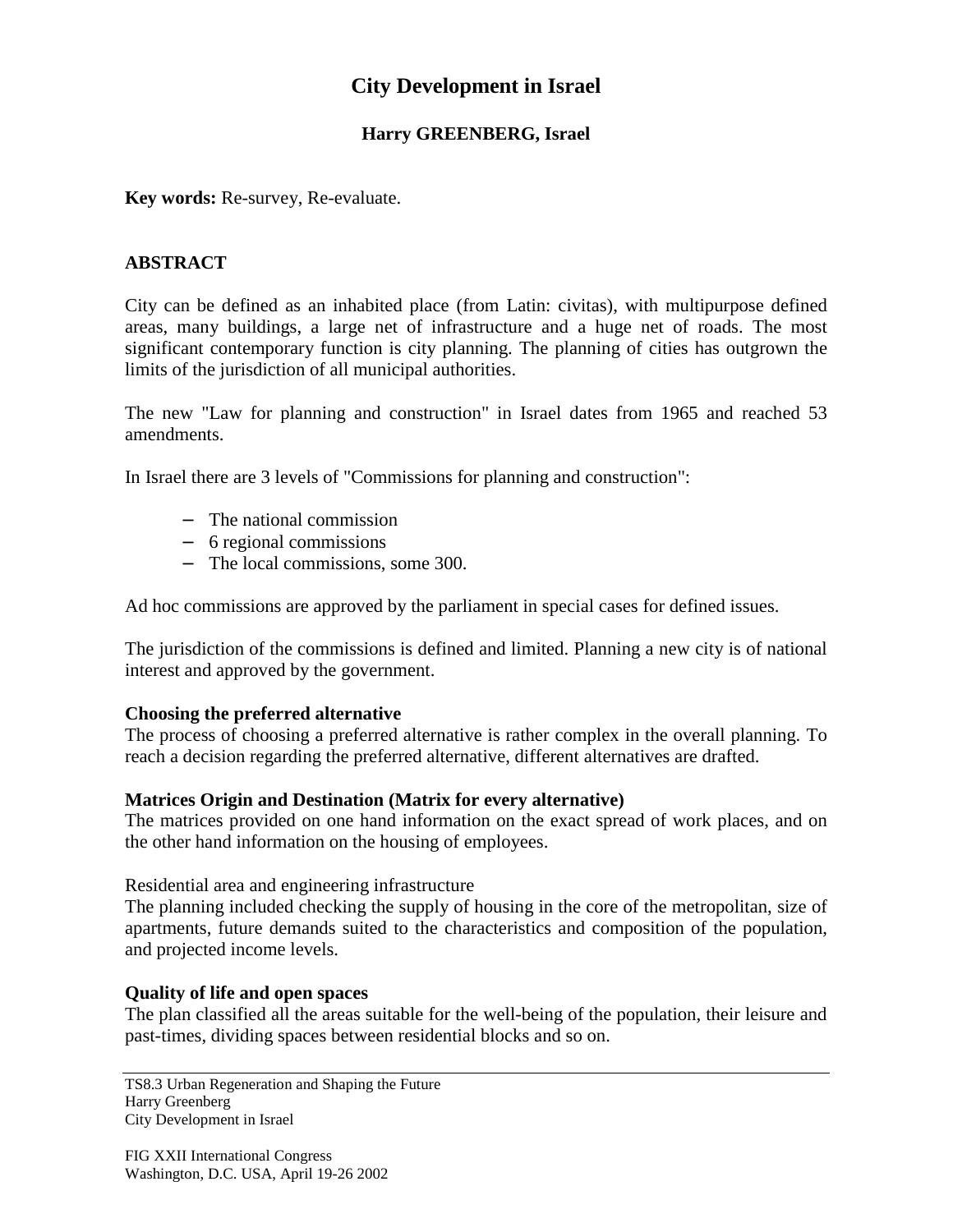# City Development in Israel

**Harry GREENBERG, Israel**

**Key words:** Re-survey, Re-evaluate.

## ABSTRACT

City can be defined as an inhabited place (from Latin: civitas), with multipurpose defined areas, many buildings, a large net of infrastructure and a huge net of roads. The most significant contemporary function is city planning. The planning of cities has outgrown the limits of the jurisdiction of all municipal authorities.

The new "Law for planning and construction" in Israel dates from 1965 and reached 53 amendments.

In Israel there are 3 levels of "Commissions for planning and construction":

- The national commission
- 6 regional commissions
- The local commissions, some 300.

Ad hoc commissions are approved by the parliament in special cases for defined issues.

The jurisdiction of the commissions is defined and limited. Planning a new city is of national interest and approved by the government.

**Choosing the preferred alternative**

The process of choosing a preferred alternative is rather complex in the overall planning. To reach a decision regarding the preferred alternative, different alternatives are drafted.

**Matrices Origin and Destination (Matrix for every alternative)**

The matrices provided on one hand information on the exact spread of work places, and on the other hand information on the housing of employees.

Residential area and engineering infrastructure

The planning included checking the supply of housing in the core of the metropolitan, size of apartments, future demands suited to the characteristics and composition of the population, and projected income levels.

**Quality of life and open spaces**

The plan classified all the areas suitable for the well-being of the population, their leisure and past-times, dividing spaces between residential blocks and so on.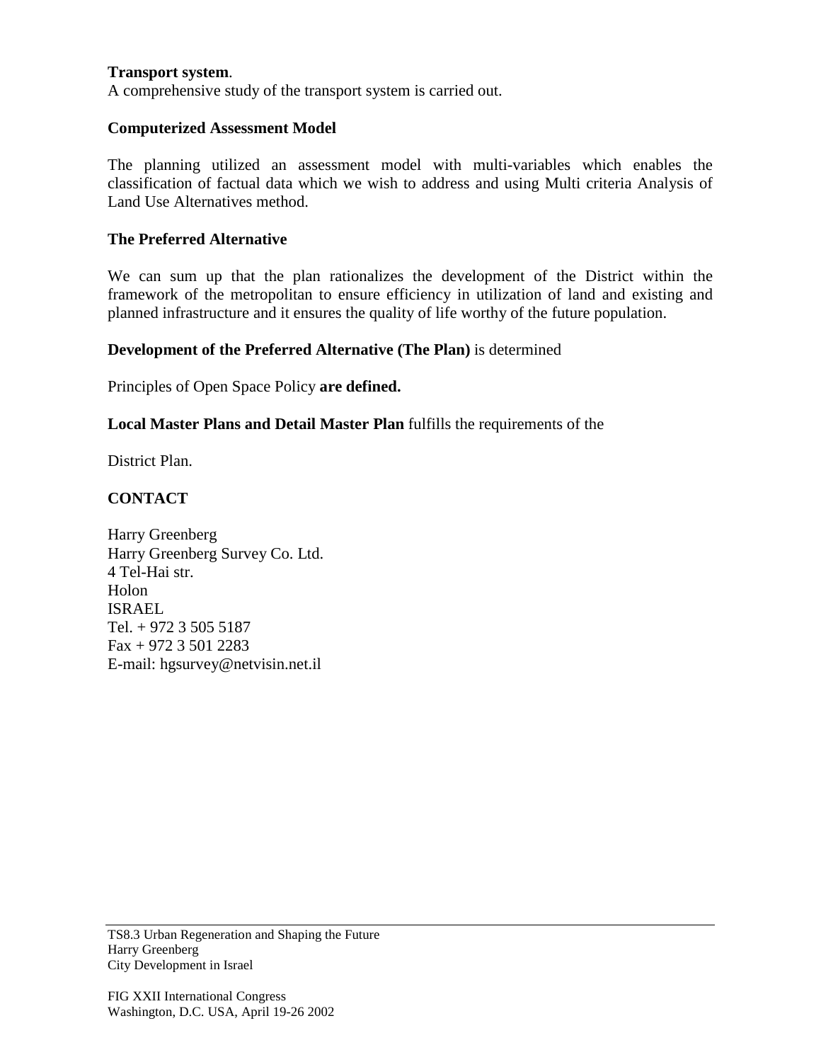**Transport system**.
A comprehensive study of the transport system is carried out.

**Computerized Assessment Model**

The planning utilized an assessment model with multi-variables which enables the classification of factual data which we wish to address and using Multi criteria Analysis of Land Use Alternatives method.

**The Preferred Alternative**

We can sum up that the plan rationalizes the development of the District within the framework of the metropolitan to ensure efficiency in utilization of land and existing and planned infrastructure and it ensures the quality of life worthy of the future population.

**Development of the Preferred Alternative (The Plan)** is determined

Principles of Open Space Policy **are defined.**

**Local Master Plans and Detail Master Plan** fulfills the requirements of the

District Plan.

## CONTACT

Harry Greenberg
Harry Greenberg Survey Co. Ltd.
4 Tel-Hai str.
Holon
ISRAEL
Tel. + 972 3 505 5187
Fax + 972 3 501 2283
E-mail: hgsurvey@netvisin.net.il